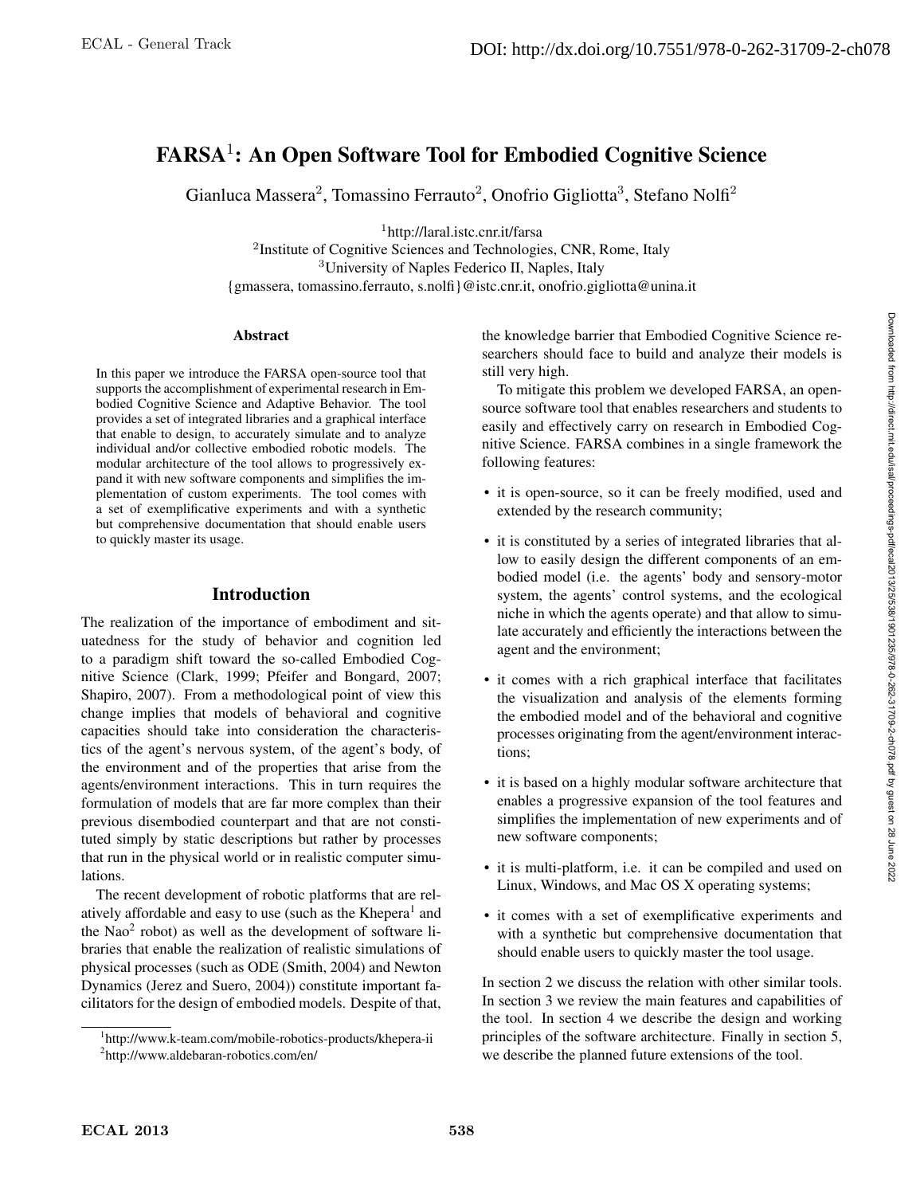# FARSA[1]: An Open Software Tool for Embodied Cognitive Science

Gianluca Massera[2], Tomassino Ferrauto[2], Onofrio Gigliotta[3], Stefano Nolfi[2]

[1]http://laral.istc.cnr.it/farsa
[2]Institute of Cognitive Sciences and Technologies, CNR, Rome, Italy
[3]University of Naples Federico II, Naples, Italy
{gmassera, tomassino.ferrauto, s.nolfi}@istc.cnr.it, onofrio.gigliotta@unina.it

## Abstract

In this paper we introduce the FARSA open-source tool that supports the accomplishment of experimental research in Embodied Cognitive Science and Adaptive Behavior. The tool provides a set of integrated libraries and a graphical interface that enable to design, to accurately simulate and to analyze individual and/or collective embodied robotic models. The modular architecture of the tool allows to progressively expand it with new software components and simplifies the implementation of custom experiments. The tool comes with a set of exemplificative experiments and with a synthetic but comprehensive documentation that should enable users to quickly master its usage.

## Introduction

The realization of the importance of embodiment and situatedness for the study of behavior and cognition led to a paradigm shift toward the so-called Embodied Cognitive Science (Clark, 1999; Pfeifer and Bongard, 2007; Shapiro, 2007). From a methodological point of view this change implies that models of behavioral and cognitive capacities should take into consideration the characteristics of the agent's nervous system, of the agent's body, of the environment and of the properties that arise from the agents/environment interactions. This in turn requires the formulation of models that are far more complex than their previous disembodied counterpart and that are not constituted simply by static descriptions but rather by processes that run in the physical world or in realistic computer simulations.

The recent development of robotic platforms that are relatively affordable and easy to use (such as the Khepera[1] and the Nao[2] robot) as well as the development of software libraries that enable the realization of realistic simulations of physical processes (such as ODE (Smith, 2004) and Newton Dynamics (Jerez and Suero, 2004)) constitute important facilitators for the design of embodied models. Despite of that, the knowledge barrier that Embodied Cognitive Science researchers should face to build and analyze their models is still very high.

To mitigate this problem we developed FARSA, an open-source software tool that enables researchers and students to easily and effectively carry on research in Embodied Cognitive Science. FARSA combines in a single framework the following features:

- it is open-source, so it can be freely modified, used and extended by the research community;
- it is constituted by a series of integrated libraries that allow to easily design the different components of an embodied model (i.e. the agents' body and sensory-motor system, the agents' control systems, and the ecological niche in which the agents operate) and that allow to simulate accurately and efficiently the interactions between the agent and the environment;
- it comes with a rich graphical interface that facilitates the visualization and analysis of the elements forming the embodied model and of the behavioral and cognitive processes originating from the agent/environment interactions;
- it is based on a highly modular software architecture that enables a progressive expansion of the tool features and simplifies the implementation of new experiments and of new software components;
- it is multi-platform, i.e. it can be compiled and used on Linux, Windows, and Mac OS X operating systems;
- it comes with a set of exemplificative experiments and with a synthetic but comprehensive documentation that should enable users to quickly master the tool usage.

In section 2 we discuss the relation with other similar tools. In section 3 we review the main features and capabilities of the tool. In section 4 we describe the design and working principles of the software architecture. Finally in section 5, we describe the planned future extensions of the tool.

[1]http://www.k-team.com/mobile-robotics-products/khepera-ii
[2]http://www.aldebaran-robotics.com/en/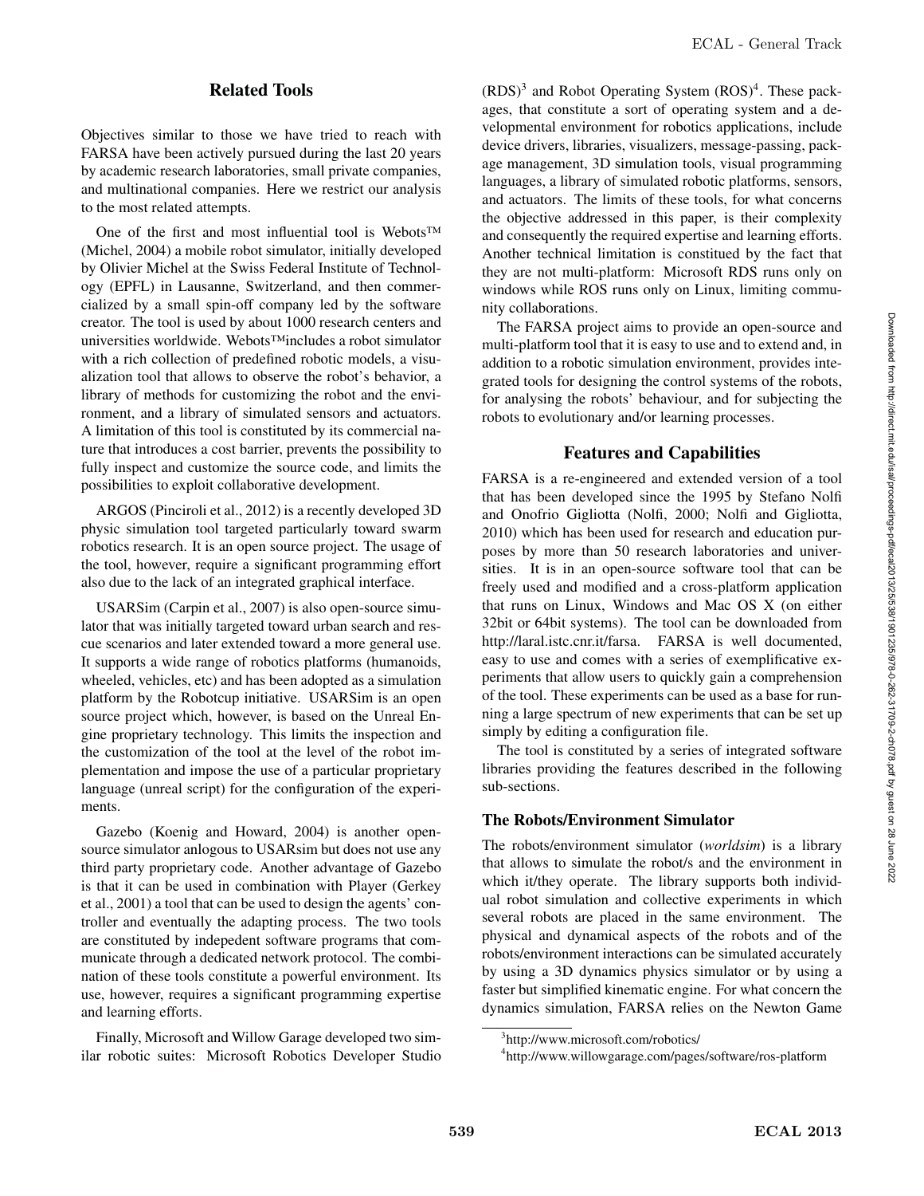## Related Tools

Objectives similar to those we have tried to reach with FARSA have been actively pursued during the last 20 years by academic research laboratories, small private companies, and multinational companies. Here we restrict our analysis to the most related attempts.

One of the first and most influential tool is Webots™ (Michel, 2004) a mobile robot simulator, initially developed by Olivier Michel at the Swiss Federal Institute of Technology (EPFL) in Lausanne, Switzerland, and then commercialized by a small spin-off company led by the software creator. The tool is used by about 1000 research centers and universities worldwide. Webots™includes a robot simulator with a rich collection of predefined robotic models, a visualization tool that allows to observe the robot's behavior, a library of methods for customizing the robot and the environment, and a library of simulated sensors and actuators. A limitation of this tool is constituted by its commercial nature that introduces a cost barrier, prevents the possibility to fully inspect and customize the source code, and limits the possibilities to exploit collaborative development.

ARGOS (Pinciroli et al., 2012) is a recently developed 3D physic simulation tool targeted particularly toward swarm robotics research. It is an open source project. The usage of the tool, however, require a significant programming effort also due to the lack of an integrated graphical interface.

USARSim (Carpin et al., 2007) is also open-source simulator that was initially targeted toward urban search and rescue scenarios and later extended toward a more general use. It supports a wide range of robotics platforms (humanoids, wheeled, vehicles, etc) and has been adopted as a simulation platform by the Robotcup initiative. USARSim is an open source project which, however, is based on the Unreal Engine proprietary technology. This limits the inspection and the customization of the tool at the level of the robot implementation and impose the use of a particular proprietary language (unreal script) for the configuration of the experiments.

Gazebo (Koenig and Howard, 2004) is another open-source simulator anlogous to USARsim but does not use any third party proprietary code. Another advantage of Gazebo is that it can be used in combination with Player (Gerkey et al., 2001) a tool that can be used to design the agents' controller and eventually the adapting process. The two tools are constituted by indepedent software programs that communicate through a dedicated network protocol. The combination of these tools constitute a powerful environment. Its use, however, requires a significant programming expertise and learning efforts.

Finally, Microsoft and Willow Garage developed two similar robotic suites: Microsoft Robotics Developer Studio (RDS)[3] and Robot Operating System (ROS)[4]. These packages, that constitute a sort of operating system and a developmental environment for robotics applications, include device drivers, libraries, visualizers, message-passing, package management, 3D simulation tools, visual programming languages, a library of simulated robotic platforms, sensors, and actuators. The limits of these tools, for what concerns the objective addressed in this paper, is their complexity and consequently the required expertise and learning efforts. Another technical limitation is constitued by the fact that they are not multi-platform: Microsoft RDS runs only on windows while ROS runs only on Linux, limiting community collaborations.

The FARSA project aims to provide an open-source and multi-platform tool that it is easy to use and to extend and, in addition to a robotic simulation environment, provides integrated tools for designing the control systems of the robots, for analysing the robots' behaviour, and for subjecting the robots to evolutionary and/or learning processes.

## Features and Capabilities

FARSA is a re-engineered and extended version of a tool that has been developed since the 1995 by Stefano Nolfi and Onofrio Gigliotta (Nolfi, 2000; Nolfi and Gigliotta, 2010) which has been used for research and education purposes by more than 50 research laboratories and universities. It is in an open-source software tool that can be freely used and modified and a cross-platform application that runs on Linux, Windows and Mac OS X (on either 32bit or 64bit systems). The tool can be downloaded from http://laral.istc.cnr.it/farsa. FARSA is well documented, easy to use and comes with a series of exemplificative experiments that allow users to quickly gain a comprehension of the tool. These experiments can be used as a base for running a large spectrum of new experiments that can be set up simply by editing a configuration file.

The tool is constituted by a series of integrated software libraries providing the features described in the following sub-sections.

### The Robots/Environment Simulator

The robots/environment simulator (*worldsim*) is a library that allows to simulate the robot/s and the environment in which it/they operate. The library supports both individual robot simulation and collective experiments in which several robots are placed in the same environment. The physical and dynamical aspects of the robots and of the robots/environment interactions can be simulated accurately by using a 3D dynamics physics simulator or by using a faster but simplified kinematic engine. For what concern the dynamics simulation, FARSA relies on the Newton Game

[3] http://www.microsoft.com/robotics/

[4] http://www.willowgarage.com/pages/software/ros-platform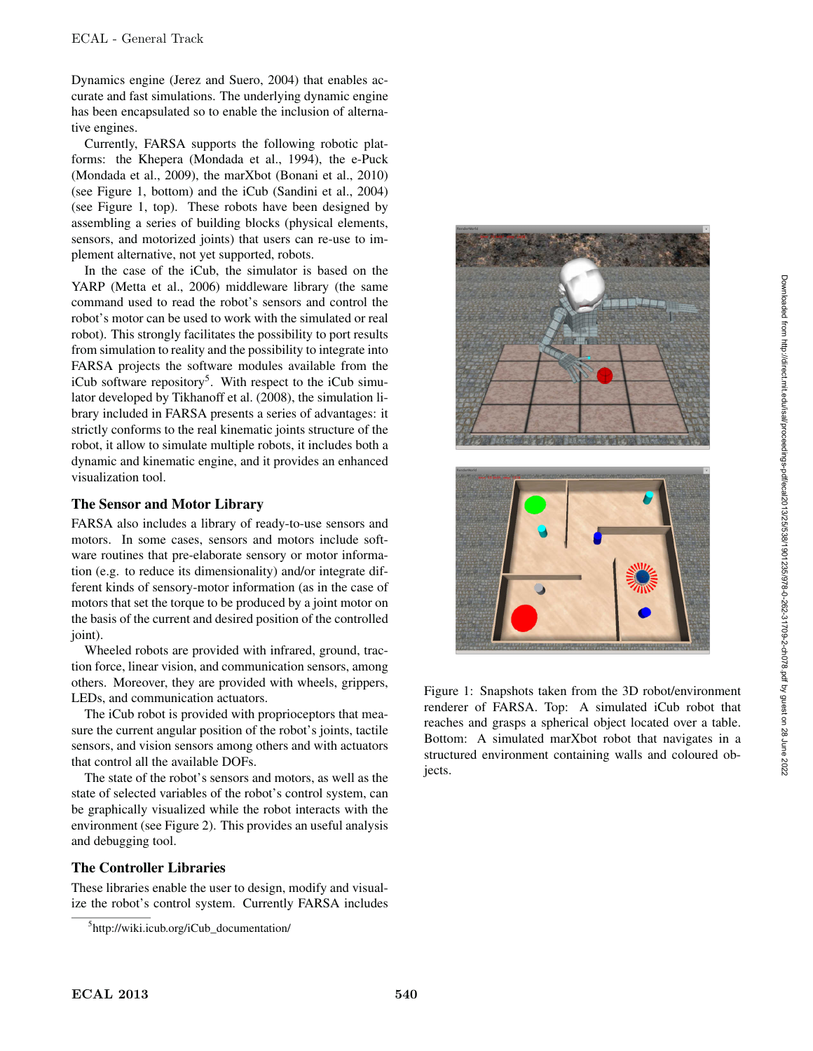Dynamics engine (Jerez and Suero, 2004) that enables accurate and fast simulations. The underlying dynamic engine has been encapsulated so to enable the inclusion of alternative engines.

Currently, FARSA supports the following robotic platforms: the Khepera (Mondada et al., 1994), the e-Puck (Mondada et al., 2009), the marXbot (Bonani et al., 2010) (see Figure 1, bottom) and the iCub (Sandini et al., 2004) (see Figure 1, top). These robots have been designed by assembling a series of building blocks (physical elements, sensors, and motorized joints) that users can re-use to implement alternative, not yet supported, robots.

In the case of the iCub, the simulator is based on the YARP (Metta et al., 2006) middleware library (the same command used to read the robot's sensors and control the robot's motor can be used to work with the simulated or real robot). This strongly facilitates the possibility to port results from simulation to reality and the possibility to integrate into FARSA projects the software modules available from the iCub software repository[5]. With respect to the iCub simulator developed by Tikhanoff et al. (2008), the simulation library included in FARSA presents a series of advantages: it strictly conforms to the real kinematic joints structure of the robot, it allow to simulate multiple robots, it includes both a dynamic and kinematic engine, and it provides an enhanced visualization tool.

## The Sensor and Motor Library

FARSA also includes a library of ready-to-use sensors and motors. In some cases, sensors and motors include software routines that pre-elaborate sensory or motor information (e.g. to reduce its dimensionality) and/or integrate different kinds of sensory-motor information (as in the case of motors that set the torque to be produced by a joint motor on the basis of the current and desired position of the controlled joint).

Wheeled robots are provided with infrared, ground, traction force, linear vision, and communication sensors, among others. Moreover, they are provided with wheels, grippers, LEDs, and communication actuators.

The iCub robot is provided with proprioceptors that measure the current angular position of the robot's joints, tactile sensors, and vision sensors among others and with actuators that control all the available DOFs.

The state of the robot's sensors and motors, as well as the state of selected variables of the robot's control system, can be graphically visualized while the robot interacts with the environment (see Figure 2). This provides an useful analysis and debugging tool.

## The Controller Libraries

These libraries enable the user to design, modify and visualize the robot's control system. Currently FARSA includes

Figure 1: Snapshots taken from the 3D robot/environment renderer of FARSA. Top: A simulated iCub robot that reaches and grasps a spherical object located over a table. Bottom: A simulated marXbot robot that navigates in a structured environment containing walls and coloured objects.

[5] http://wiki.icub.org/iCub_documentation/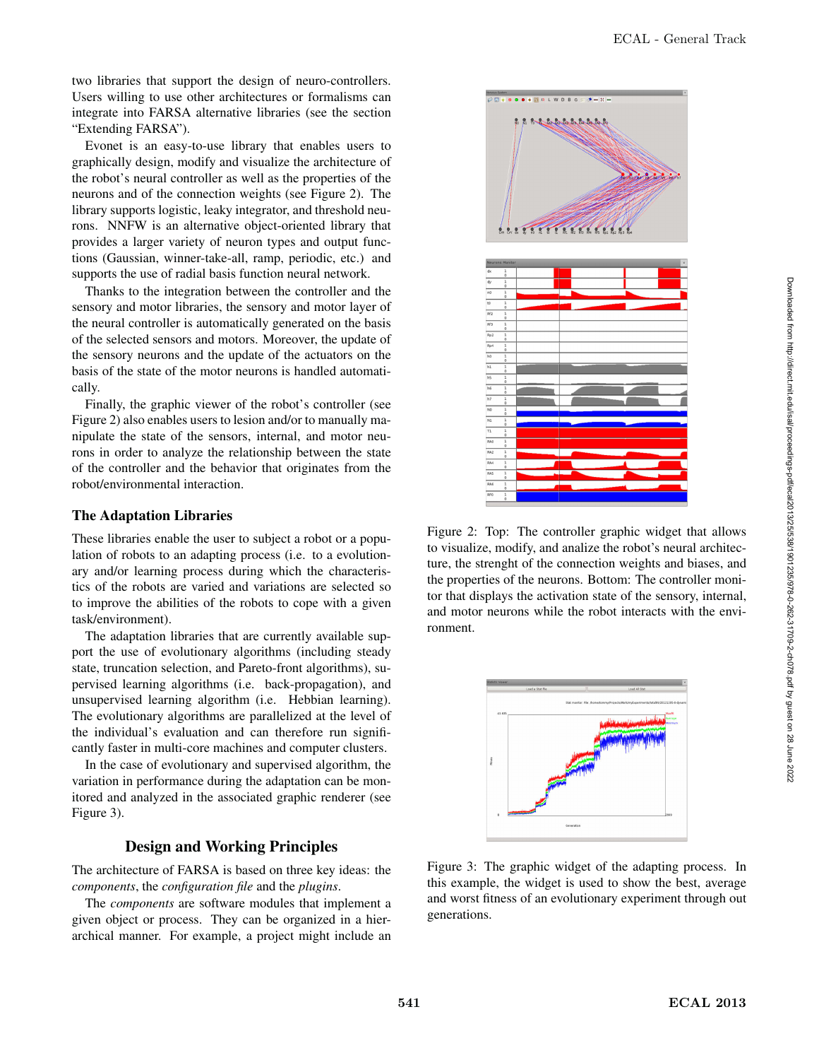two libraries that support the design of neuro-controllers. Users willing to use other architectures or formalisms can integrate into FARSA alternative libraries (see the section "Extending FARSA").

Evonet is an easy-to-use library that enables users to graphically design, modify and visualize the architecture of the robot's neural controller as well as the properties of the neurons and of the connection weights (see Figure 2). The library supports logistic, leaky integrator, and threshold neurons. NNFW is an alternative object-oriented library that provides a larger variety of neuron types and output functions (Gaussian, winner-take-all, ramp, periodic, etc.) and supports the use of radial basis function neural network.

Thanks to the integration between the controller and the sensory and motor libraries, the sensory and motor layer of the neural controller is automatically generated on the basis of the selected sensors and motors. Moreover, the update of the sensory neurons and the update of the actuators on the basis of the state of the motor neurons is handled automatically.

Finally, the graphic viewer of the robot's controller (see Figure 2) also enables users to lesion and/or to manually manipulate the state of the sensors, internal, and motor neurons in order to analyze the relationship between the state of the controller and the behavior that originates from the robot/environmental interaction.

### The Adaptation Libraries

These libraries enable the user to subject a robot or a population of robots to an adapting process (i.e. to a evolutionary and/or learning process during which the characteristics of the robots are varied and variations are selected so to improve the abilities of the robots to cope with a given task/environment).

The adaptation libraries that are currently available support the use of evolutionary algorithms (including steady state, truncation selection, and Pareto-front algorithms), supervised learning algorithms (i.e. back-propagation), and unsupervised learning algorithm (i.e. Hebbian learning). The evolutionary algorithms are parallelized at the level of the individual's evaluation and can therefore run significantly faster in multi-core machines and computer clusters.

In the case of evolutionary and supervised algorithm, the variation in performance during the adaptation can be monitored and analyzed in the associated graphic renderer (see Figure 3).

## Design and Working Principles

The architecture of FARSA is based on three key ideas: the *components*, the *configuration file* and the *plugins*.

The *components* are software modules that implement a given object or process. They can be organized in a hierarchical manner. For example, a project might include an

Figure 2: Top: The controller graphic widget that allows to visualize, modify, and analize the robot's neural architecture, the strenght of the connection weights and biases, and the properties of the neurons. Bottom: The controller monitor that displays the activation state of the sensory, internal, and motor neurons while the robot interacts with the environment.

Figure 3: The graphic widget of the adapting process. In this example, the widget is used to show the best, average and worst fitness of an evolutionary experiment through out generations.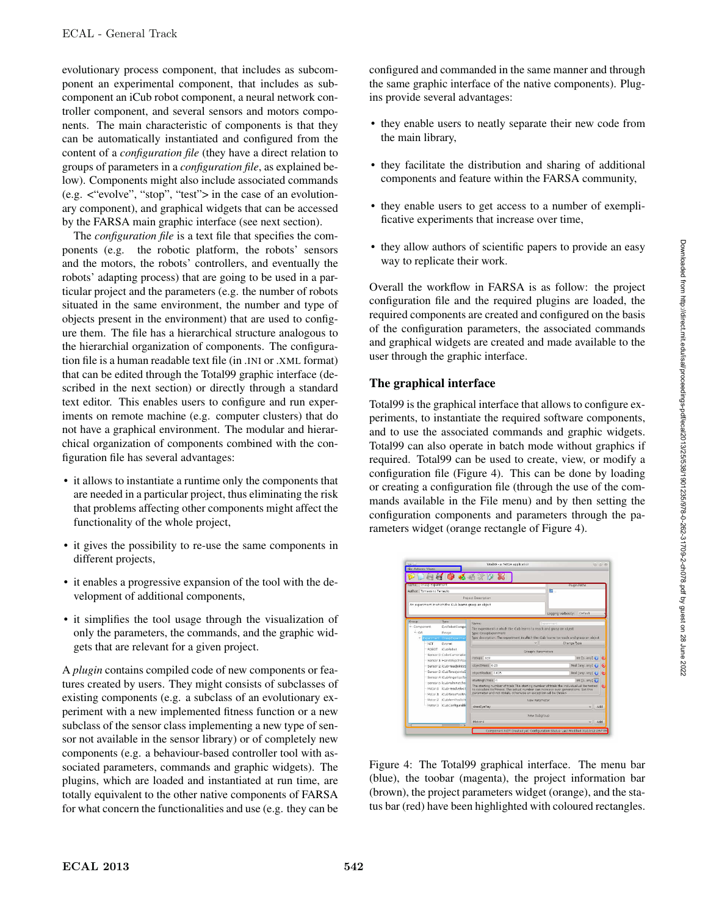evolutionary process component, that includes as subcomponent an experimental component, that includes as subcomponent an iCub robot component, a neural network controller component, and several sensors and motors components. The main characteristic of components is that they can be automatically instantiated and configured from the content of a *configuration file* (they have a direct relation to groups of parameters in a *configuration file*, as explained below). Components might also include associated commands (e.g. <"evolve", "stop", "test"> in the case of an evolutionary component), and graphical widgets that can be accessed by the FARSA main graphic interface (see next section).

The *configuration file* is a text file that specifies the components (e.g. the robotic platform, the robots' sensors and the motors, the robots' controllers, and eventually the robots' adapting process) that are going to be used in a particular project and the parameters (e.g. the number of robots situated in the same environment, the number and type of objects present in the environment) that are used to configure them. The file has a hierarchical structure analogous to the hierarchial organization of components. The configuration file is a human readable text file (in .INI or .XML format) that can be edited through the Total99 graphic interface (described in the next section) or directly through a standard text editor. This enables users to configure and run experiments on remote machine (e.g. computer clusters) that do not have a graphical environment. The modular and hierarchical organization of components combined with the configuration file has several advantages:

- it allows to instantiate a runtime only the components that are needed in a particular project, thus eliminating the risk that problems affecting other components might affect the functionality of the whole project,
- it gives the possibility to re-use the same components in different projects,
- it enables a progressive expansion of the tool with the development of additional components,
- it simplifies the tool usage through the visualization of only the parameters, the commands, and the graphic widgets that are relevant for a given project.

A *plugin* contains compiled code of new components or features created by users. They might consists of subclasses of existing components (e.g. a subclass of an evolutionary experiment with a new implemented fitness function or a new subclass of the sensor class implementing a new type of sensor not available in the sensor library) or of completely new components (e.g. a behaviour-based controller tool with associated parameters, commands and graphic widgets). The plugins, which are loaded and instantiated at run time, are totally equivalent to the other native components of FARSA for what concern the functionalities and use (e.g. they can be configured and commanded in the same manner and through the same graphic interface of the native components). Plugins provide several advantages:

- they enable users to neatly separate their new code from the main library,
- they facilitate the distribution and sharing of additional components and feature within the FARSA community,
- they enable users to get access to a number of exemplificative experiments that increase over time,
- they allow authors of scientific papers to provide an easy way to replicate their work.

Overall the workflow in FARSA is as follow: the project configuration file and the required plugins are loaded, the required components are created and configured on the basis of the configuration parameters, the associated commands and graphical widgets are created and made available to the user through the graphic interface.

## The graphical interface

Total99 is the graphical interface that allows to configure experiments, to instantiate the required software components, and to use the associated commands and graphic widgets. Total99 can also operate in batch mode without graphics if required. Total99 can be used to create, view, or modify a configuration file (Figure 4). This can be done by loading or creating a configuration file (through the use of the commands available in the File menu) and by then setting the configuration components and parameters through the parameters widget (orange rectangle of Figure 4).

Figure 4: The Total99 graphical interface. The menu bar (blue), the toobar (magenta), the project information bar (brown), the project parameters widget (orange), and the status bar (red) have been highlighted with coloured rectangles.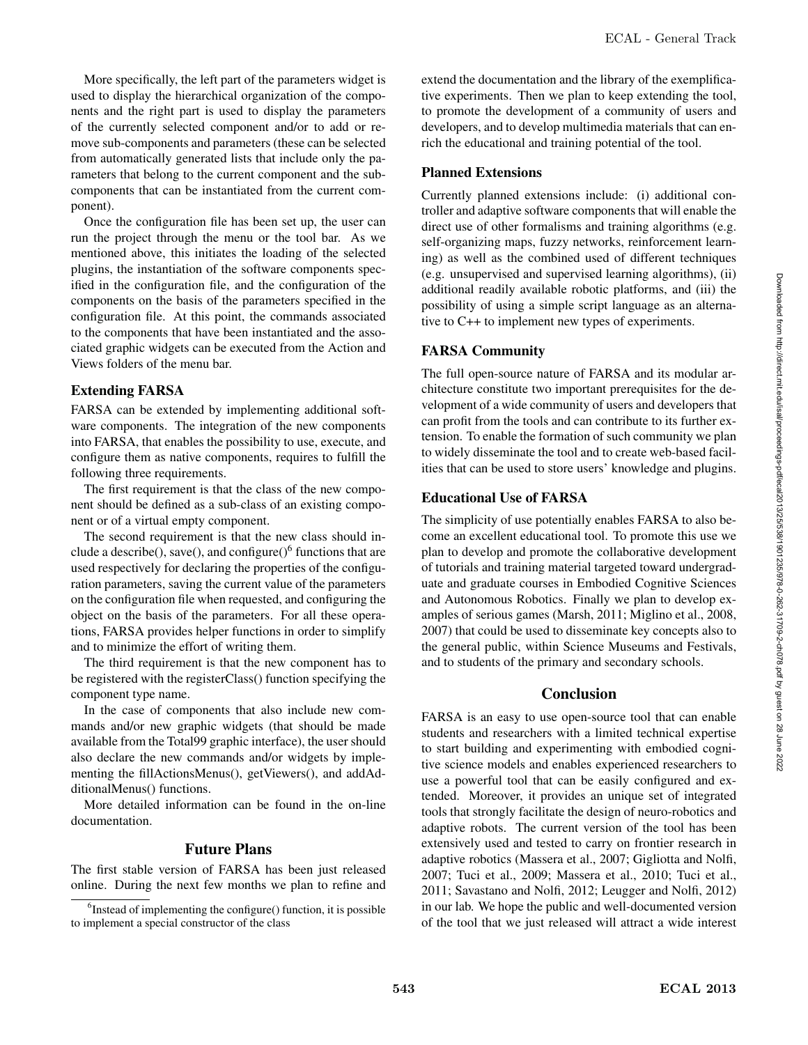More specifically, the left part of the parameters widget is used to display the hierarchical organization of the components and the right part is used to display the parameters of the currently selected component and/or to add or remove sub-components and parameters (these can be selected from automatically generated lists that include only the parameters that belong to the current component and the sub-components that can be instantiated from the current component).

Once the configuration file has been set up, the user can run the project through the menu or the tool bar. As we mentioned above, this initiates the loading of the selected plugins, the instantiation of the software components specified in the configuration file, and the configuration of the components on the basis of the parameters specified in the configuration file. At this point, the commands associated to the components that have been instantiated and the associated graphic widgets can be executed from the Action and Views folders of the menu bar.

## Extending FARSA

FARSA can be extended by implementing additional software components. The integration of the new components into FARSA, that enables the possibility to use, execute, and configure them as native components, requires to fulfill the following three requirements.

The first requirement is that the class of the new component should be defined as a sub-class of an existing component or of a virtual empty component.

The second requirement is that the new class should include a describe(), save(), and configure()[6] functions that are used respectively for declaring the properties of the configuration parameters, saving the current value of the parameters on the configuration file when requested, and configuring the object on the basis of the parameters. For all these operations, FARSA provides helper functions in order to simplify and to minimize the effort of writing them.

The third requirement is that the new component has to be registered with the registerClass() function specifying the component type name.

In the case of components that also include new commands and/or new graphic widgets (that should be made available from the Total99 graphic interface), the user should also declare the new commands and/or widgets by implementing the fillActionsMenus(), getViewers(), and addAdditionalMenus() functions.

More detailed information can be found in the on-line documentation.

## Future Plans

The first stable version of FARSA has been just released online. During the next few months we plan to refine and extend the documentation and the library of the exemplificative experiments. Then we plan to keep extending the tool, to promote the development of a community of users and developers, and to develop multimedia materials that can enrich the educational and training potential of the tool.

### Planned Extensions

Currently planned extensions include: (i) additional controller and adaptive software components that will enable the direct use of other formalisms and training algorithms (e.g. self-organizing maps, fuzzy networks, reinforcement learning) as well as the combined used of different techniques (e.g. unsupervised and supervised learning algorithms), (ii) additional readily available robotic platforms, and (iii) the possibility of using a simple script language as an alternative to C++ to implement new types of experiments.

### FARSA Community

The full open-source nature of FARSA and its modular architecture constitute two important prerequisites for the development of a wide community of users and developers that can profit from the tools and can contribute to its further extension. To enable the formation of such community we plan to widely disseminate the tool and to create web-based facilities that can be used to store users' knowledge and plugins.

### Educational Use of FARSA

The simplicity of use potentially enables FARSA to also become an excellent educational tool. To promote this use we plan to develop and promote the collaborative development of tutorials and training material targeted toward undergraduate and graduate courses in Embodied Cognitive Sciences and Autonomous Robotics. Finally we plan to develop examples of serious games (Marsh, 2011; Miglino et al., 2008, 2007) that could be used to disseminate key concepts also to the general public, within Science Museums and Festivals, and to students of the primary and secondary schools.

## Conclusion

FARSA is an easy to use open-source tool that can enable students and researchers with a limited technical expertise to start building and experimenting with embodied cognitive science models and enables experienced researchers to use a powerful tool that can be easily configured and extended. Moreover, it provides an unique set of integrated tools that strongly facilitate the design of neuro-robotics and adaptive robots. The current version of the tool has been extensively used and tested to carry on frontier research in adaptive robotics (Massera et al., 2007; Gigliotta and Nolfi, 2007; Tuci et al., 2009; Massera et al., 2010; Tuci et al., 2011; Savastano and Nolfi, 2012; Leugger and Nolfi, 2012) in our lab. We hope the public and well-documented version of the tool that we just released will attract a wide interest

[6] Instead of implementing the configure() function, it is possible to implement a special constructor of the class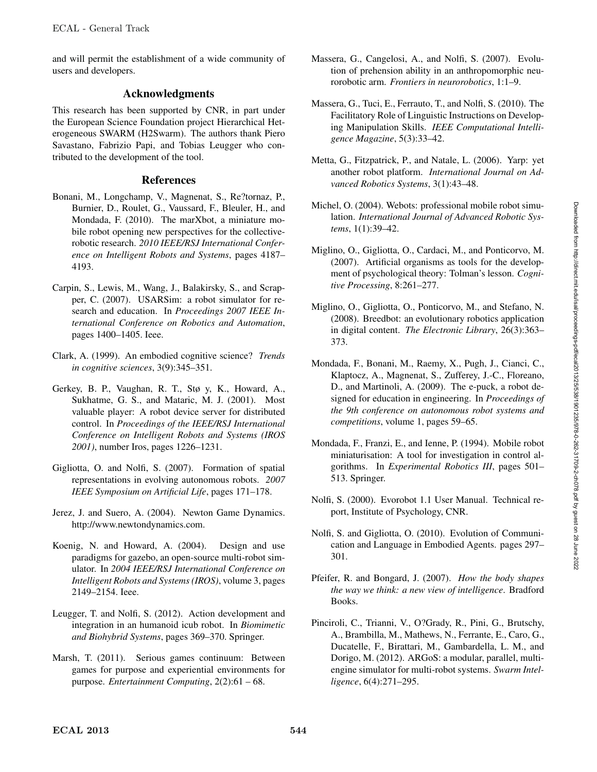and will permit the establishment of a wide community of users and developers.

## Acknowledgments

This research has been supported by CNR, in part under the European Science Foundation project Hierarchical Heterogeneous SWARM (H2Swarm). The authors thank Piero Savastano, Fabrizio Papi, and Tobias Leugger who contributed to the development of the tool.

## References

Bonani, M., Longchamp, V., Magnenat, S., Re?tornaz, P., Burnier, D., Roulet, G., Vaussard, F., Bleuler, H., and Mondada, F. (2010). The marXbot, a miniature mobile robot opening new perspectives for the collective-robotic research. *2010 IEEE/RSJ International Conference on Intelligent Robots and Systems*, pages 4187–4193.

Carpin, S., Lewis, M., Wang, J., Balakirsky, S., and Scrapper, C. (2007). USARSim: a robot simulator for research and education. In *Proceedings 2007 IEEE International Conference on Robotics and Automation*, pages 1400–1405. Ieee.

Clark, A. (1999). An embodied cognitive science? *Trends in cognitive sciences*, 3(9):345–351.

Gerkey, B. P., Vaughan, R. T., Stø y, K., Howard, A., Sukhatme, G. S., and Mataric, M. J. (2001). Most valuable player: A robot device server for distributed control. In *Proceedings of the IEEE/RSJ International Conference on Intelligent Robots and Systems (IROS 2001)*, number Iros, pages 1226–1231.

Gigliotta, O. and Nolfi, S. (2007). Formation of spatial representations in evolving autonomous robots. *2007 IEEE Symposium on Artificial Life*, pages 171–178.

Jerez, J. and Suero, A. (2004). Newton Game Dynamics. http://www.newtondynamics.com.

Koenig, N. and Howard, A. (2004). Design and use paradigms for gazebo, an open-source multi-robot simulator. In *2004 IEEE/RSJ International Conference on Intelligent Robots and Systems (IROS)*, volume 3, pages 2149–2154. Ieee.

Leugger, T. and Nolfi, S. (2012). Action development and integration in an humanoid icub robot. In *Biomimetic and Biohybrid Systems*, pages 369–370. Springer.

Marsh, T. (2011). Serious games continuum: Between games for purpose and experiential environments for purpose. *Entertainment Computing*, 2(2):61 – 68.

Massera, G., Cangelosi, A., and Nolfi, S. (2007). Evolution of prehension ability in an anthropomorphic neurorobotic arm. *Frontiers in neurorobotics*, 1:1–9.

Massera, G., Tuci, E., Ferrauto, T., and Nolfi, S. (2010). The Facilitatory Role of Linguistic Instructions on Developing Manipulation Skills. *IEEE Computational Intelligence Magazine*, 5(3):33–42.

Metta, G., Fitzpatrick, P., and Natale, L. (2006). Yarp: yet another robot platform. *International Journal on Advanced Robotics Systems*, 3(1):43–48.

Michel, O. (2004). Webots: professional mobile robot simulation. *International Journal of Advanced Robotic Systems*, 1(1):39–42.

Miglino, O., Gigliotta, O., Cardaci, M., and Ponticorvo, M. (2007). Artificial organisms as tools for the development of psychological theory: Tolman's lesson. *Cognitive Processing*, 8:261–277.

Miglino, O., Gigliotta, O., Ponticorvo, M., and Stefano, N. (2008). Breedbot: an evolutionary robotics application in digital content. *The Electronic Library*, 26(3):363–373.

Mondada, F., Bonani, M., Raemy, X., Pugh, J., Cianci, C., Klaptocz, A., Magnenat, S., Zufferey, J.-C., Floreano, D., and Martinoli, A. (2009). The e-puck, a robot designed for education in engineering. In *Proceedings of the 9th conference on autonomous robot systems and competitions*, volume 1, pages 59–65.

Mondada, F., Franzi, E., and Ienne, P. (1994). Mobile robot miniaturisation: A tool for investigation in control algorithms. In *Experimental Robotics III*, pages 501–513. Springer.

Nolfi, S. (2000). Evorobot 1.1 User Manual. Technical report, Institute of Psychology, CNR.

Nolfi, S. and Gigliotta, O. (2010). Evolution of Communication and Language in Embodied Agents. pages 297–301.

Pfeifer, R. and Bongard, J. (2007). *How the body shapes the way we think: a new view of intelligence*. Bradford Books.

Pinciroli, C., Trianni, V., O?Grady, R., Pini, G., Brutschy, A., Brambilla, M., Mathews, N., Ferrante, E., Caro, G., Ducatelle, F., Birattari, M., Gambardella, L. M., and Dorigo, M. (2012). ARGoS: a modular, parallel, multi-engine simulator for multi-robot systems. *Swarm Intelligence*, 6(4):271–295.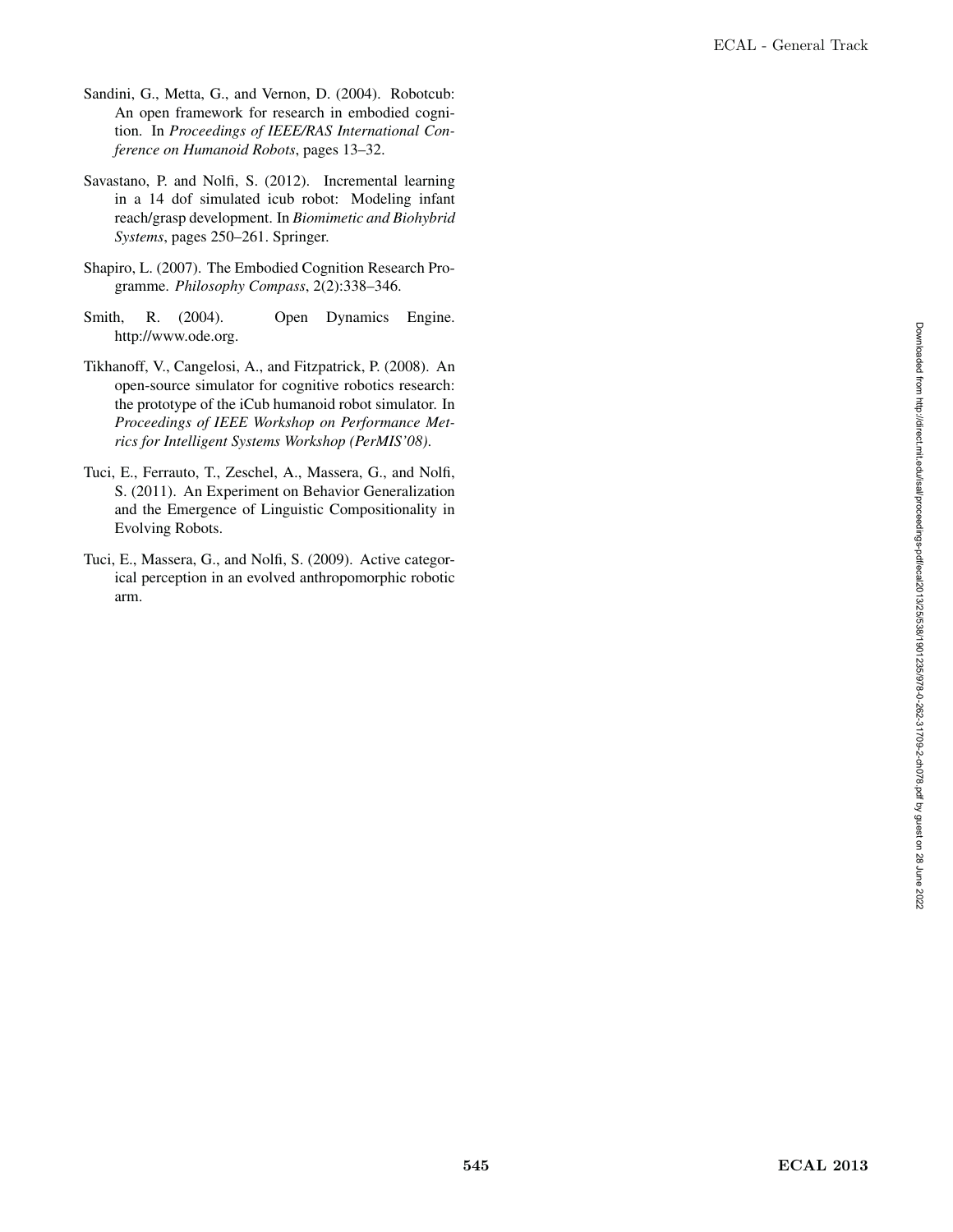Sandini, G., Metta, G., and Vernon, D. (2004). Robotcub: An open framework for research in embodied cognition. In *Proceedings of IEEE/RAS International Conference on Humanoid Robots*, pages 13–32.

Savastano, P. and Nolfi, S. (2012). Incremental learning in a 14 dof simulated icub robot: Modeling infant reach/grasp development. In *Biomimetic and Biohybrid Systems*, pages 250–261. Springer.

Shapiro, L. (2007). The Embodied Cognition Research Programme. *Philosophy Compass*, 2(2):338–346.

Smith, R. (2004). Open Dynamics Engine. http://www.ode.org.

Tikhanoff, V., Cangelosi, A., and Fitzpatrick, P. (2008). An open-source simulator for cognitive robotics research: the prototype of the iCub humanoid robot simulator. In *Proceedings of IEEE Workshop on Performance Metrics for Intelligent Systems Workshop (PerMIS'08)*.

Tuci, E., Ferrauto, T., Zeschel, A., Massera, G., and Nolfi, S. (2011). An Experiment on Behavior Generalization and the Emergence of Linguistic Compositionality in Evolving Robots.

Tuci, E., Massera, G., and Nolfi, S. (2009). Active categorical perception in an evolved anthropomorphic robotic arm.